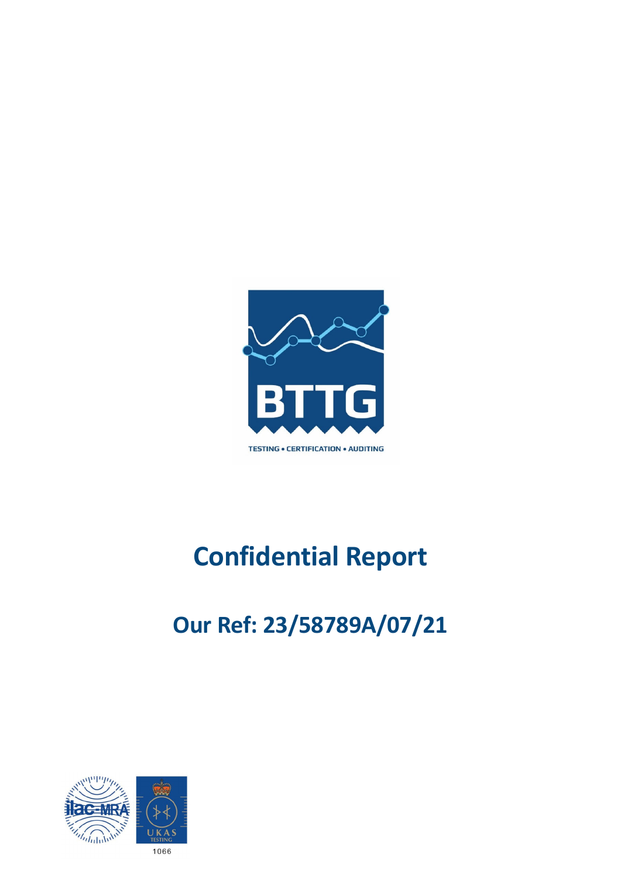BTTG

TESTING • CERTIFICATION • AUDITING

# Confidential Report

## Our Ref: 23/58789A/07/21

1066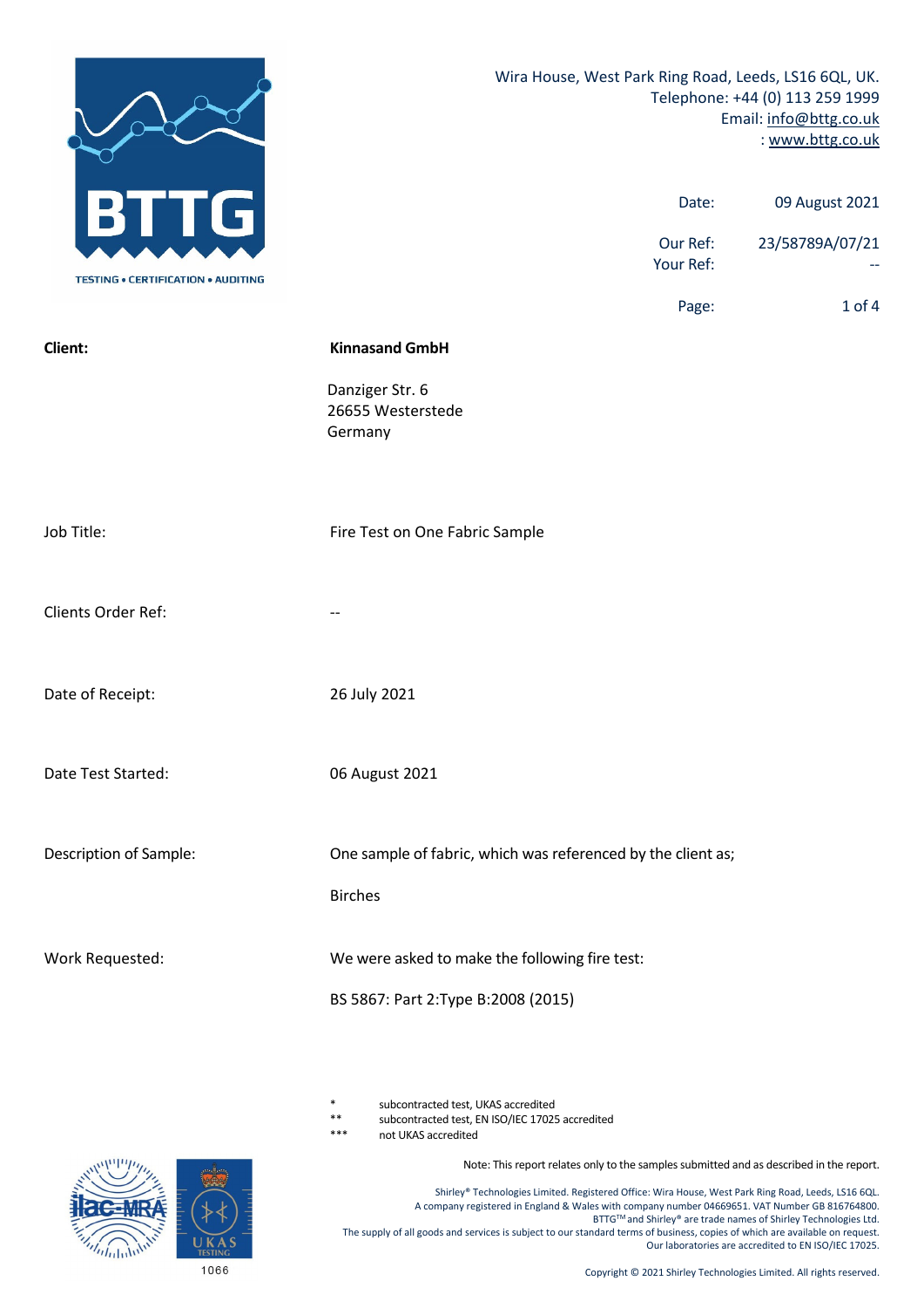Wira House, West Park Ring Road, Leeds, LS16 6QL, UK.
Telephone: +44 (0) 113 259 1999
Email: info@bttg.co.uk
: www.bttg.co.uk

| | |
|---|---|
| Date: | 09 August 2021 |
| Our Ref: | 23/58789A/07/21 |
| Your Ref: | -- |

| | |
|---|---|
| **Client:** | **Kinnasand GmbH** |
| | Danziger Str. 6<br>26655 Westerstede<br>Germany |
| Job Title: | Fire Test on One Fabric Sample |
| Clients Order Ref: | -- |
| Date of Receipt: | 26 July 2021 |
| Date Test Started: | 06 August 2021 |
| Description of Sample: | One sample of fabric, which was referenced by the client as;<br><br>Birches |
| Work Requested: | We were asked to make the following fire test:<br><br>BS 5867: Part 2:Type B:2008 (2015) |

\* subcontracted test, UKAS accredited
\*\* subcontracted test, EN ISO/IEC 17025 accredited
\*\*\* not UKAS accredited

Note: This report relates only to the samples submitted and as described in the report.

Shirley® Technologies Limited. Registered Office: Wira House, West Park Ring Road, Leeds, LS16 6QL.
A company registered in England & Wales with company number 04669651. VAT Number GB 816764800.
BTTG™ and Shirley® are trade names of Shirley Technologies Ltd.
The supply of all goods and services is subject to our standard terms of business, copies of which are available on request.
Our laboratories are accredited to EN ISO/IEC 17025.

1066

Copyright © 2021 Shirley Technologies Limited. All rights reserved.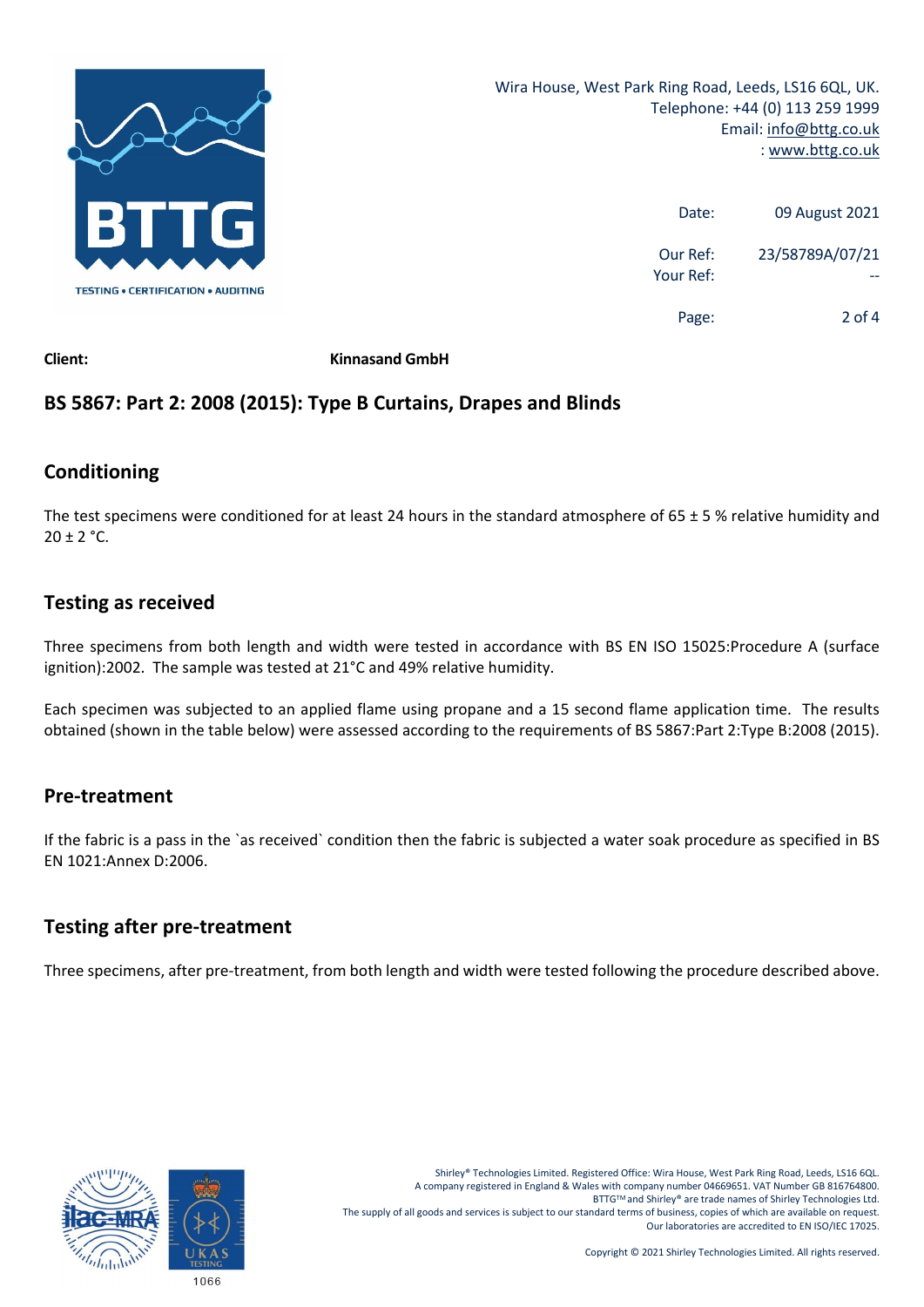Wira House, West Park Ring Road, Leeds, LS16 6QL, UK.
Telephone: +44 (0) 113 259 1999
Email: info@bttg.co.uk
: www.bttg.co.uk

Date: 09 August 2021

Our Ref: 23/58789A/07/21
Your Ref: --

**Client:** **Kinnasand GmbH**

## BS 5867: Part 2: 2008 (2015): Type B Curtains, Drapes and Blinds

## Conditioning

The test specimens were conditioned for at least 24 hours in the standard atmosphere of 65 ± 5 % relative humidity and 20 ± 2 °C.

## Testing as received

Three specimens from both length and width were tested in accordance with BS EN ISO 15025:Procedure A (surface ignition):2002. The sample was tested at 21°C and 49% relative humidity.

Each specimen was subjected to an applied flame using propane and a 15 second flame application time. The results obtained (shown in the table below) were assessed according to the requirements of BS 5867:Part 2:Type B:2008 (2015).

## Pre-treatment

If the fabric is a pass in the `as received` condition then the fabric is subjected a water soak procedure as specified in BS EN 1021:Annex D:2006.

## Testing after pre-treatment

Three specimens, after pre-treatment, from both length and width were tested following the procedure described above.

Shirley® Technologies Limited. Registered Office: Wira House, West Park Ring Road, Leeds, LS16 6QL.
A company registered in England & Wales with company number 04669651. VAT Number GB 816764800.
BTTG™ and Shirley® are trade names of Shirley Technologies Ltd.
The supply of all goods and services is subject to our standard terms of business, copies of which are available on request.
Our laboratories are accredited to EN ISO/IEC 17025.

Copyright © 2021 Shirley Technologies Limited. All rights reserved.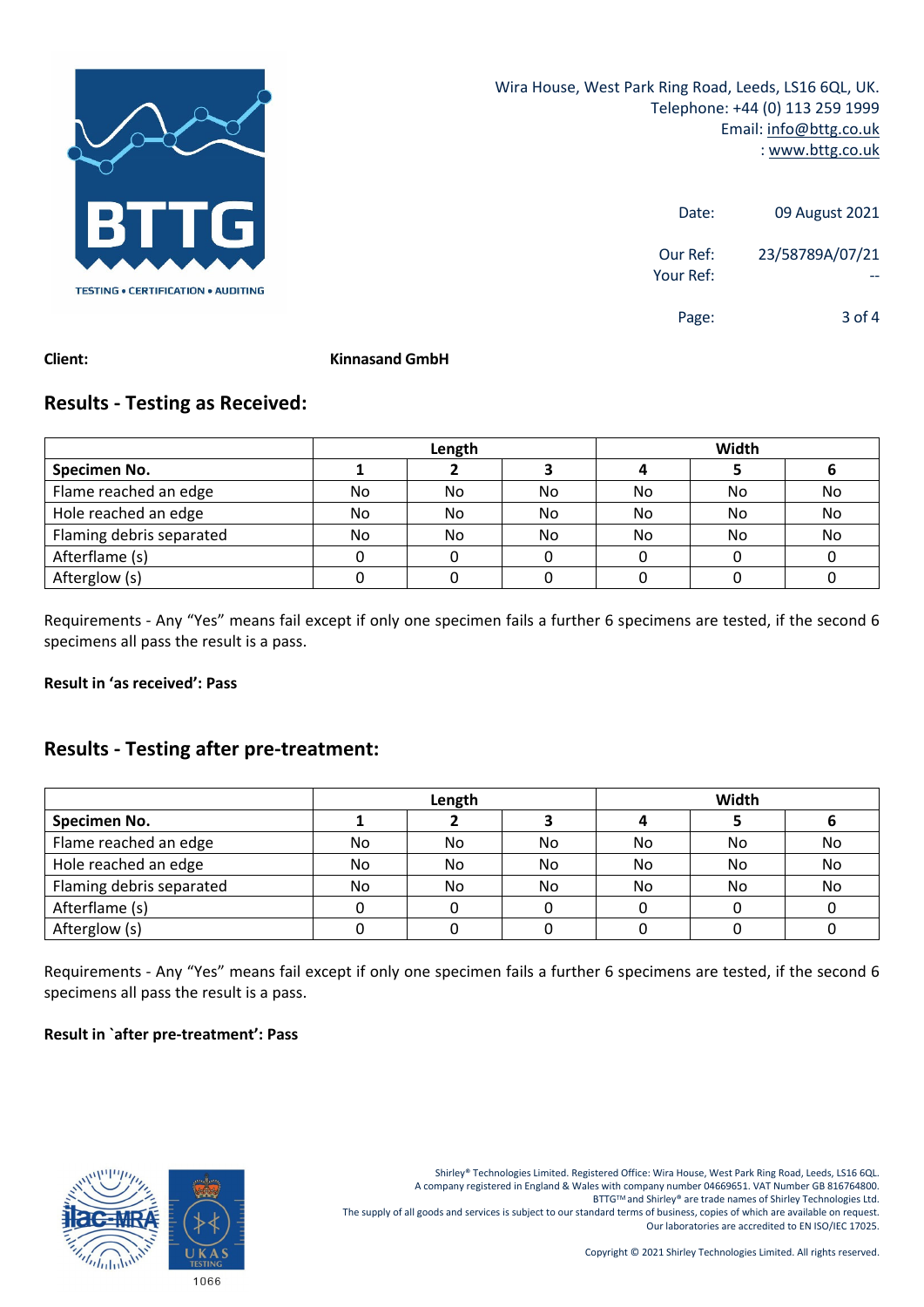Wira House, West Park Ring Road, Leeds, LS16 6QL, UK.
Telephone: +44 (0) 113 259 1999
Email: info@bttg.co.uk
: www.bttg.co.uk

Date: 09 August 2021

Our Ref: 23/58789A/07/21
Your Ref: --

**Client:** **Kinnasand GmbH**

## Results - Testing as Received:

| | Length | | | Width | | |
|---|---|---|---|---|---|---|
| **Specimen No.** | **1** | **2** | **3** | **4** | **5** | **6** |
| Flame reached an edge | No | No | No | No | No | No |
| Hole reached an edge | No | No | No | No | No | No |
| Flaming debris separated | No | No | No | No | No | No |
| Afterflame (s) | 0 | 0 | 0 | 0 | 0 | 0 |
| Afterglow (s) | 0 | 0 | 0 | 0 | 0 | 0 |

Requirements - Any "Yes" means fail except if only one specimen fails a further 6 specimens are tested, if the second 6 specimens all pass the result is a pass.

**Result in 'as received': Pass**

## Results - Testing after pre-treatment:

| | Length | | | Width | | |
|---|---|---|---|---|---|---|
| **Specimen No.** | **1** | **2** | **3** | **4** | **5** | **6** |
| Flame reached an edge | No | No | No | No | No | No |
| Hole reached an edge | No | No | No | No | No | No |
| Flaming debris separated | No | No | No | No | No | No |
| Afterflame (s) | 0 | 0 | 0 | 0 | 0 | 0 |
| Afterglow (s) | 0 | 0 | 0 | 0 | 0 | 0 |

Requirements - Any "Yes" means fail except if only one specimen fails a further 6 specimens are tested, if the second 6 specimens all pass the result is a pass.

**Result in `after pre-treatment': Pass**

Shirley® Technologies Limited. Registered Office: Wira House, West Park Ring Road, Leeds, LS16 6QL.
A company registered in England & Wales with company number 04669651. VAT Number GB 816764800.
BTTG™ and Shirley® are trade names of Shirley Technologies Ltd.
The supply of all goods and services is subject to our standard terms of business, copies of which are available on request.
Our laboratories are accredited to EN ISO/IEC 17025.

Copyright © 2021 Shirley Technologies Limited. All rights reserved.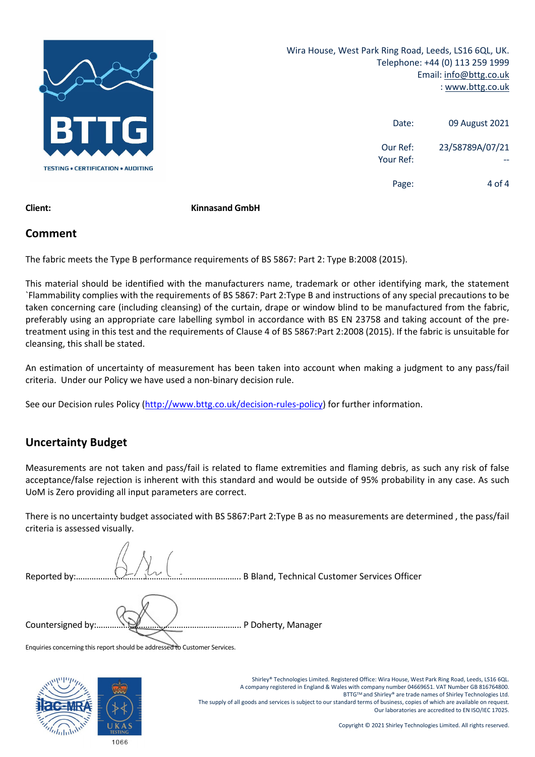Wira House, West Park Ring Road, Leeds, LS16 6QL, UK.
Telephone: +44 (0) 113 259 1999
Email: info@bttg.co.uk
: www.bttg.co.uk

Date: 09 August 2021

Our Ref: 23/58789A/07/21
Your Ref: --

**Client:** **Kinnasand GmbH**

## Comment

The fabric meets the Type B performance requirements of BS 5867: Part 2: Type B:2008 (2015).

This material should be identified with the manufacturers name, trademark or other identifying mark, the statement `Flammability complies with the requirements of BS 5867: Part 2:Type B and instructions of any special precautions to be taken concerning care (including cleansing) of the curtain, drape or window blind to be manufactured from the fabric, preferably using an appropriate care labelling symbol in accordance with BS EN 23758 and taking account of the pre-treatment using in this test and the requirements of Clause 4 of BS 5867:Part 2:2008 (2015). If the fabric is unsuitable for cleansing, this shall be stated.

An estimation of uncertainty of measurement has been taken into account when making a judgment to any pass/fail criteria. Under our Policy we have used a non-binary decision rule.

See our Decision rules Policy (http://www.bttg.co.uk/decision-rules-policy) for further information.

## Uncertainty Budget

Measurements are not taken and pass/fail is related to flame extremities and flaming debris, as such any risk of false acceptance/false rejection is inherent with this standard and would be outside of 95% probability in any case. As such UoM is Zero providing all input parameters are correct.

There is no uncertainty budget associated with BS 5867:Part 2:Type B as no measurements are determined , the pass/fail criteria is assessed visually.

Reported by:........................................................................ B Bland, Technical Customer Services Officer

Countersigned by:................................................................ P Doherty, Manager

Enquiries concerning this report should be addressed to Customer Services.

Shirley® Technologies Limited. Registered Office: Wira House, West Park Ring Road, Leeds, LS16 6QL.
A company registered in England & Wales with company number 04669651. VAT Number GB 816764800.
BTTG™ and Shirley® are trade names of Shirley Technologies Ltd.
The supply of all goods and services is subject to our standard terms of business, copies of which are available on request.
Our laboratories are accredited to EN ISO/IEC 17025.

Copyright © 2021 Shirley Technologies Limited. All rights reserved.